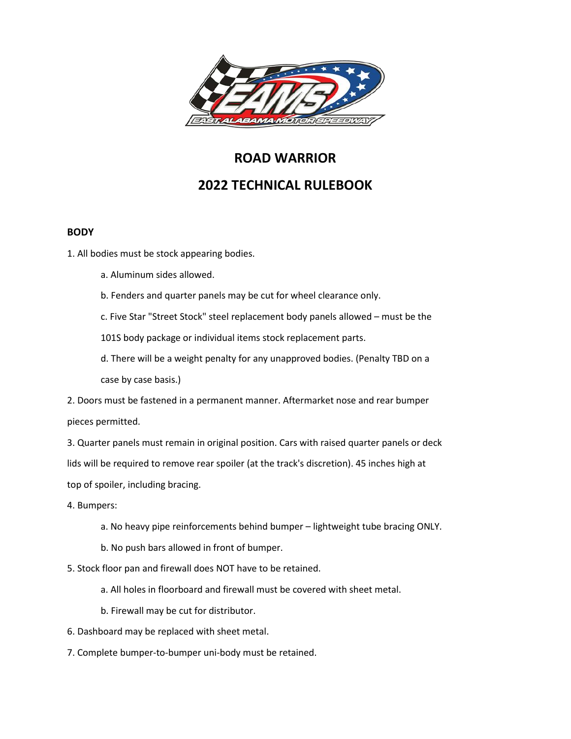# ROAD WARRIOR

# 2022 TECHNICAL RULEBOOK

## BODY

1. All bodies must be stock appearing bodies.
   - a. Aluminum sides allowed.
   - b. Fenders and quarter panels may be cut for wheel clearance only.
   - c. Five Star "Street Stock" steel replacement body panels allowed – must be the 101S body package or individual items stock replacement parts.
   - d. There will be a weight penalty for any unapproved bodies. (Penalty TBD on a case by case basis.)
2. Doors must be fastened in a permanent manner. Aftermarket nose and rear bumper pieces permitted.
3. Quarter panels must remain in original position. Cars with raised quarter panels or deck lids will be required to remove rear spoiler (at the track's discretion). 45 inches high at top of spoiler, including bracing.
4. Bumpers:
   - a. No heavy pipe reinforcements behind bumper – lightweight tube bracing ONLY.
   - b. No push bars allowed in front of bumper.
5. Stock floor pan and firewall does NOT have to be retained.
   - a. All holes in floorboard and firewall must be covered with sheet metal.
   - b. Firewall may be cut for distributor.
6. Dashboard may be replaced with sheet metal.
7. Complete bumper-to-bumper uni-body must be retained.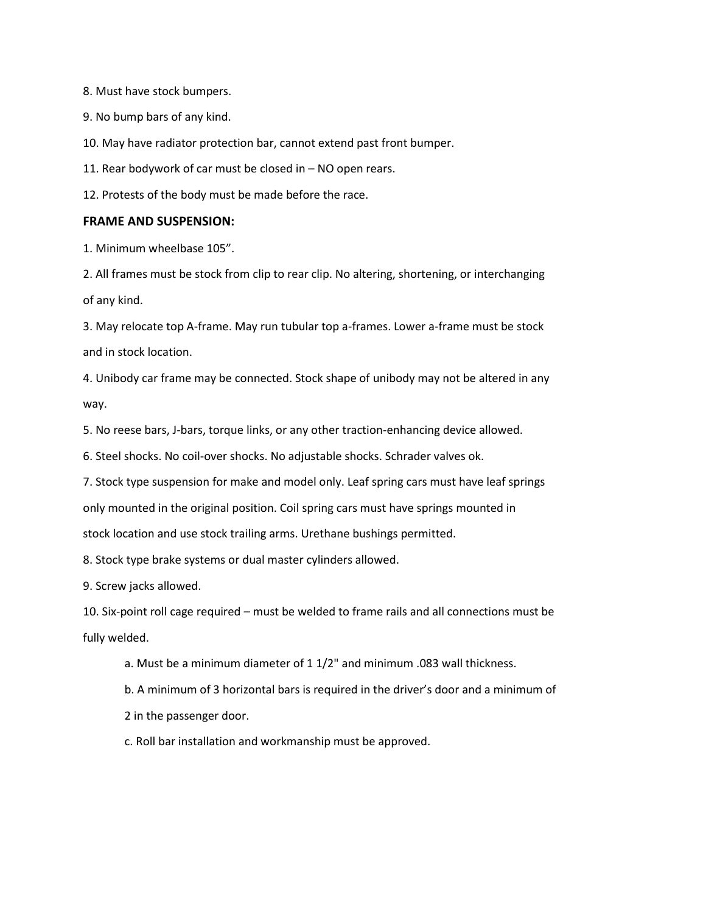8. Must have stock bumpers.

9. No bump bars of any kind.

10. May have radiator protection bar, cannot extend past front bumper.

11. Rear bodywork of car must be closed in – NO open rears.

12. Protests of the body must be made before the race.

**FRAME AND SUSPENSION:**

1. Minimum wheelbase 105”.

2. All frames must be stock from clip to rear clip. No altering, shortening, or interchanging of any kind.

3. May relocate top A-frame. May run tubular top a-frames. Lower a-frame must be stock and in stock location.

4. Unibody car frame may be connected. Stock shape of unibody may not be altered in any way.

5. No reese bars, J-bars, torque links, or any other traction-enhancing device allowed.

6. Steel shocks. No coil-over shocks. No adjustable shocks. Schrader valves ok.

7. Stock type suspension for make and model only. Leaf spring cars must have leaf springs only mounted in the original position. Coil spring cars must have springs mounted in stock location and use stock trailing arms. Urethane bushings permitted.

8. Stock type brake systems or dual master cylinders allowed.

9. Screw jacks allowed.

10. Six-point roll cage required – must be welded to frame rails and all connections must be fully welded.

    a. Must be a minimum diameter of 1 1/2" and minimum .083 wall thickness.

    b. A minimum of 3 horizontal bars is required in the driver’s door and a minimum of 2 in the passenger door.

    c. Roll bar installation and workmanship must be approved.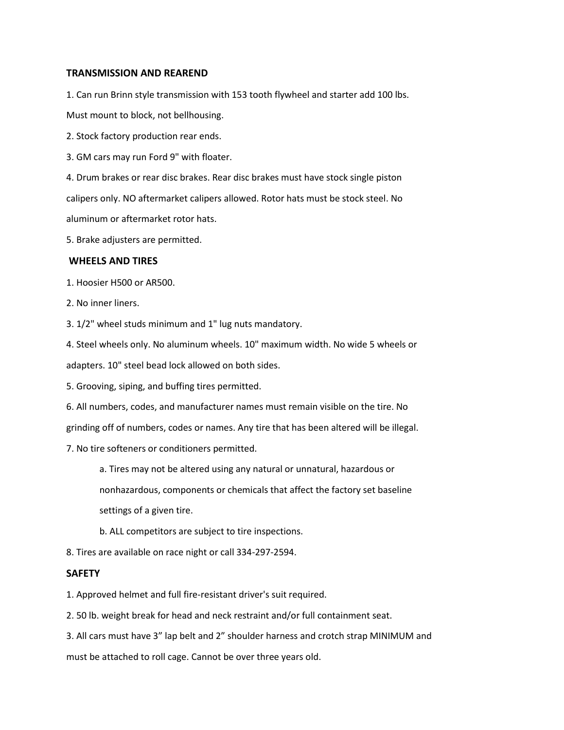## TRANSMISSION AND REAREND

1. Can run Brinn style transmission with 153 tooth flywheel and starter add 100 lbs. Must mount to block, not bellhousing.
2. Stock factory production rear ends.
3. GM cars may run Ford 9" with floater.
4. Drum brakes or rear disc brakes. Rear disc brakes must have stock single piston calipers only. NO aftermarket calipers allowed. Rotor hats must be stock steel. No aluminum or aftermarket rotor hats.
5. Brake adjusters are permitted.

## WHEELS AND TIRES

1. Hoosier H500 or AR500.
2. No inner liners.
3. 1/2" wheel studs minimum and 1" lug nuts mandatory.
4. Steel wheels only. No aluminum wheels. 10" maximum width. No wide 5 wheels or adapters. 10" steel bead lock allowed on both sides.
5. Grooving, siping, and buffing tires permitted.
6. All numbers, codes, and manufacturer names must remain visible on the tire. No grinding off of numbers, codes or names. Any tire that has been altered will be illegal.
7. No tire softeners or conditioners permitted.
   a. Tires may not be altered using any natural or unnatural, hazardous or nonhazardous, components or chemicals that affect the factory set baseline settings of a given tire.
   b. ALL competitors are subject to tire inspections.
8. Tires are available on race night or call 334-297-2594.

## SAFETY

1. Approved helmet and full fire-resistant driver's suit required.
2. 50 lb. weight break for head and neck restraint and/or full containment seat.
3. All cars must have 3" lap belt and 2" shoulder harness and crotch strap MINIMUM and must be attached to roll cage. Cannot be over three years old.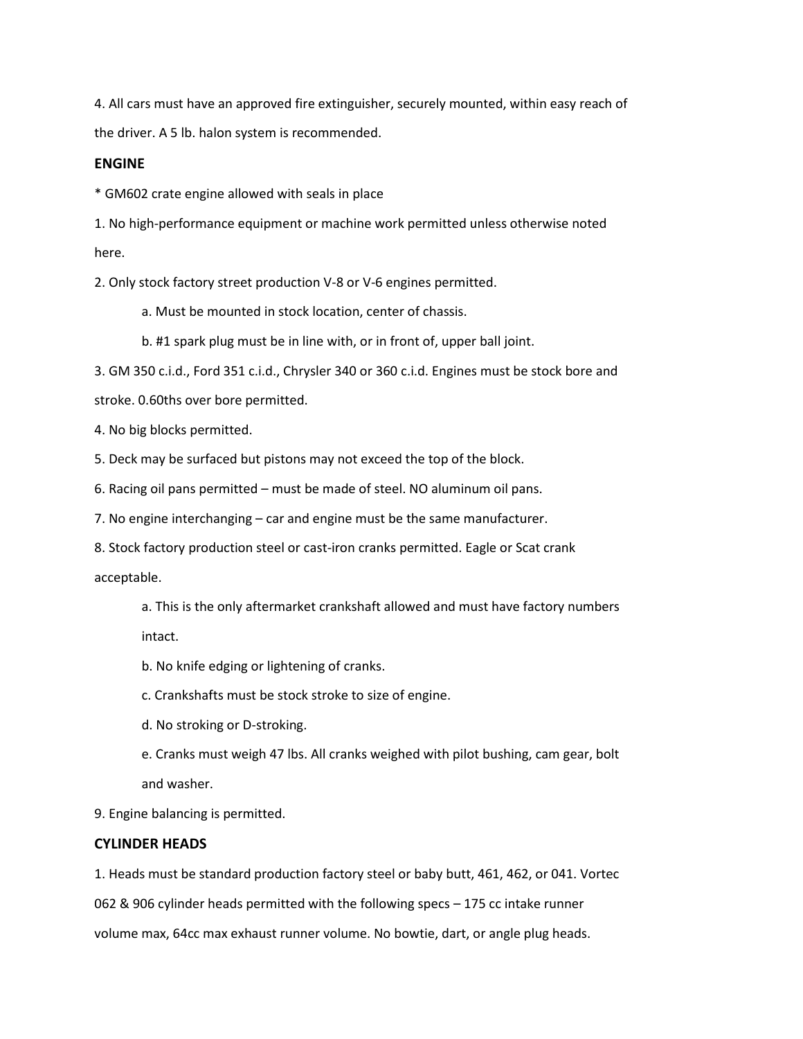4. All cars must have an approved fire extinguisher, securely mounted, within easy reach of the driver. A 5 lb. halon system is recommended.

**ENGINE**

* GM602 crate engine allowed with seals in place

1. No high-performance equipment or machine work permitted unless otherwise noted here.

2. Only stock factory street production V-8 or V-6 engines permitted.

    a. Must be mounted in stock location, center of chassis.

    b. #1 spark plug must be in line with, or in front of, upper ball joint.

3. GM 350 c.i.d., Ford 351 c.i.d., Chrysler 340 or 360 c.i.d. Engines must be stock bore and stroke. 0.60ths over bore permitted.

4. No big blocks permitted.

5. Deck may be surfaced but pistons may not exceed the top of the block.

6. Racing oil pans permitted – must be made of steel. NO aluminum oil pans.

7. No engine interchanging – car and engine must be the same manufacturer.

8. Stock factory production steel or cast-iron cranks permitted. Eagle or Scat crank acceptable.

    a. This is the only aftermarket crankshaft allowed and must have factory numbers intact.

    b. No knife edging or lightening of cranks.

    c. Crankshafts must be stock stroke to size of engine.

    d. No stroking or D-stroking.

    e. Cranks must weigh 47 lbs. All cranks weighed with pilot bushing, cam gear, bolt and washer.

9. Engine balancing is permitted.

**CYLINDER HEADS**

1. Heads must be standard production factory steel or baby butt, 461, 462, or 041. Vortec 062 & 906 cylinder heads permitted with the following specs – 175 cc intake runner volume max, 64cc max exhaust runner volume. No bowtie, dart, or angle plug heads.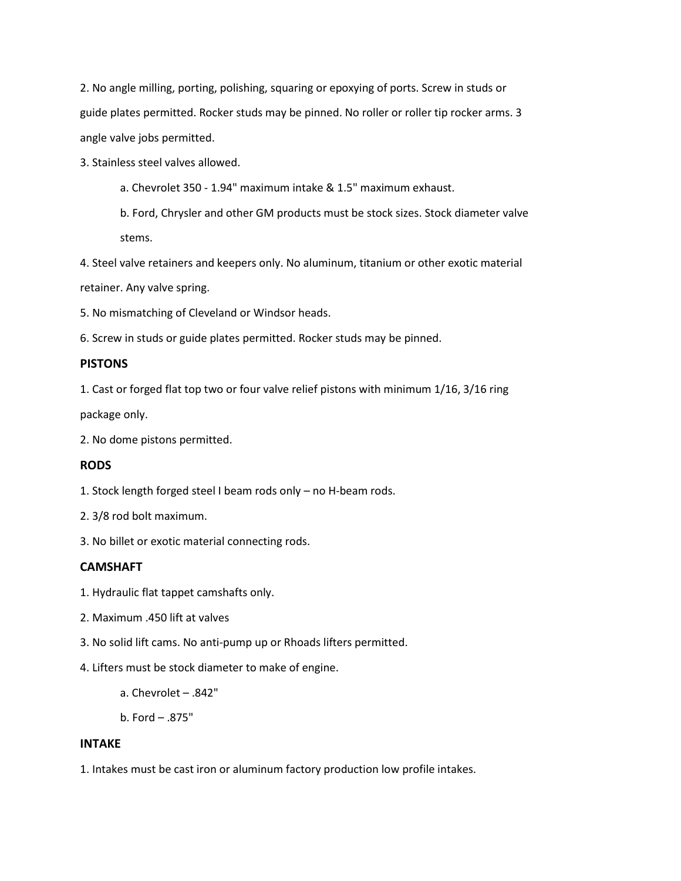2. No angle milling, porting, polishing, squaring or epoxying of ports. Screw in studs or guide plates permitted. Rocker studs may be pinned. No roller or roller tip rocker arms. 3 angle valve jobs permitted.

3. Stainless steel valves allowed.

    a. Chevrolet 350 - 1.94" maximum intake & 1.5" maximum exhaust.

    b. Ford, Chrysler and other GM products must be stock sizes. Stock diameter valve stems.

4. Steel valve retainers and keepers only. No aluminum, titanium or other exotic material retainer. Any valve spring.

5. No mismatching of Cleveland or Windsor heads.

6. Screw in studs or guide plates permitted. Rocker studs may be pinned.

**PISTONS**

1. Cast or forged flat top two or four valve relief pistons with minimum 1/16, 3/16 ring package only.

2. No dome pistons permitted.

**RODS**

1. Stock length forged steel I beam rods only – no H-beam rods.

2. 3/8 rod bolt maximum.

3. No billet or exotic material connecting rods.

**CAMSHAFT**

1. Hydraulic flat tappet camshafts only.

2. Maximum .450 lift at valves

3. No solid lift cams. No anti-pump up or Rhoads lifters permitted.

4. Lifters must be stock diameter to make of engine.

    a. Chevrolet – .842"

    b. Ford – .875"

**INTAKE**

1. Intakes must be cast iron or aluminum factory production low profile intakes.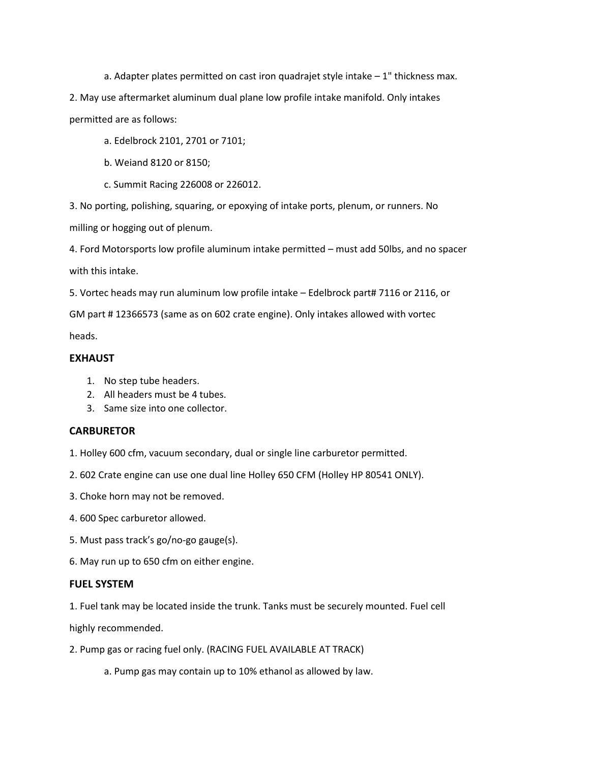a. Adapter plates permitted on cast iron quadrajet style intake – 1" thickness max.

2. May use aftermarket aluminum dual plane low profile intake manifold. Only intakes permitted are as follows:

a. Edelbrock 2101, 2701 or 7101;

b. Weiand 8120 or 8150;

c. Summit Racing 226008 or 226012.

3. No porting, polishing, squaring, or epoxying of intake ports, plenum, or runners. No milling or hogging out of plenum.

4. Ford Motorsports low profile aluminum intake permitted – must add 50lbs, and no spacer with this intake.

5. Vortec heads may run aluminum low profile intake – Edelbrock part# 7116 or 2116, or GM part # 12366573 (same as on 602 crate engine). Only intakes allowed with vortec heads.

### EXHAUST

1. No step tube headers.
2. All headers must be 4 tubes.
3. Same size into one collector.

### CARBURETOR

1. Holley 600 cfm, vacuum secondary, dual or single line carburetor permitted.

2. 602 Crate engine can use one dual line Holley 650 CFM (Holley HP 80541 ONLY).

3. Choke horn may not be removed.

4. 600 Spec carburetor allowed.

5. Must pass track's go/no-go gauge(s).

6. May run up to 650 cfm on either engine.

### FUEL SYSTEM

1. Fuel tank may be located inside the trunk. Tanks must be securely mounted. Fuel cell highly recommended.

2. Pump gas or racing fuel only. (RACING FUEL AVAILABLE AT TRACK)

a. Pump gas may contain up to 10% ethanol as allowed by law.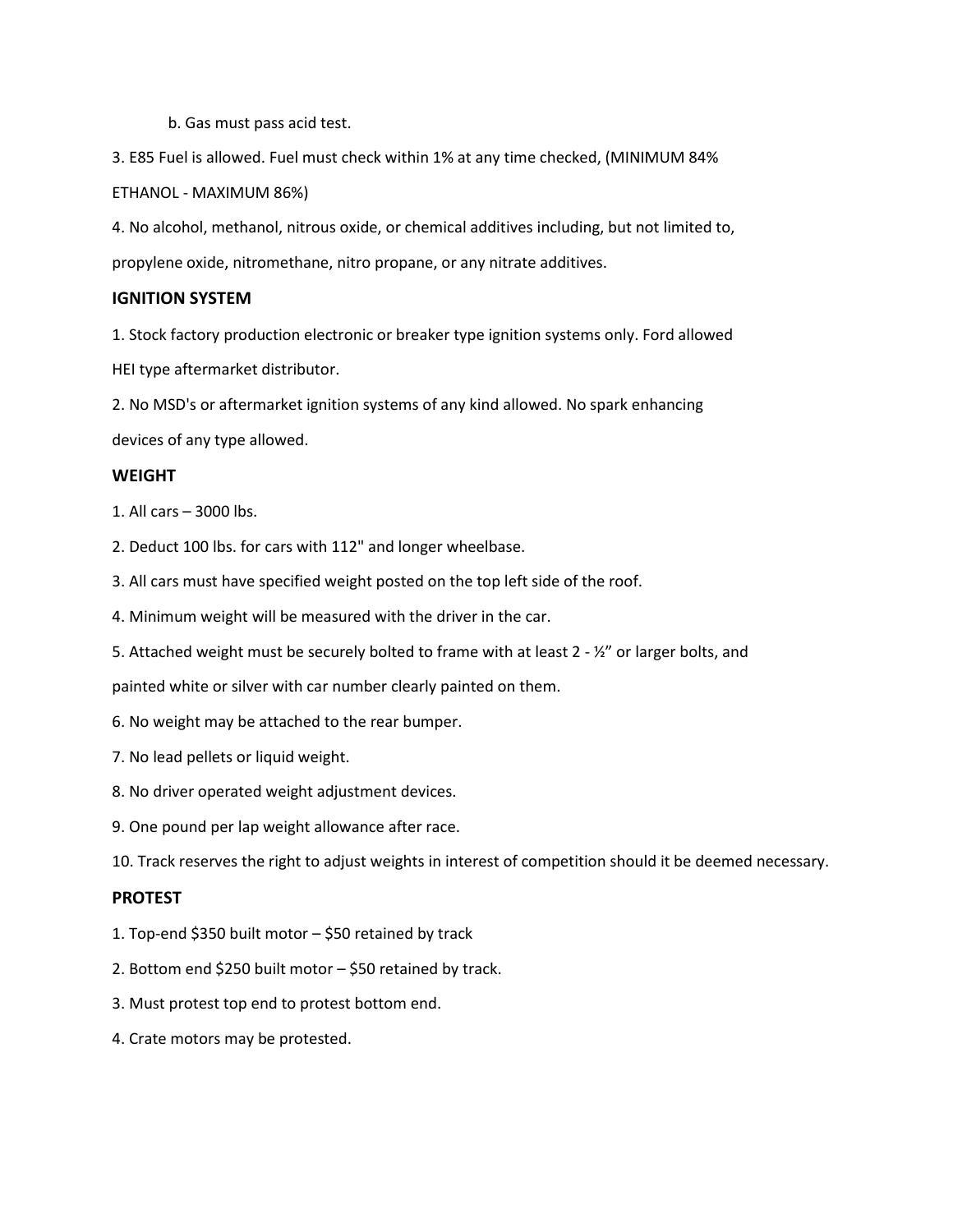b. Gas must pass acid test.

3. E85 Fuel is allowed. Fuel must check within 1% at any time checked, (MINIMUM 84% ETHANOL - MAXIMUM 86%)

4. No alcohol, methanol, nitrous oxide, or chemical additives including, but not limited to, propylene oxide, nitromethane, nitro propane, or any nitrate additives.

**IGNITION SYSTEM**

1. Stock factory production electronic or breaker type ignition systems only. Ford allowed HEI type aftermarket distributor.

2. No MSD's or aftermarket ignition systems of any kind allowed. No spark enhancing devices of any type allowed.

**WEIGHT**

1. All cars – 3000 lbs.

2. Deduct 100 lbs. for cars with 112" and longer wheelbase.

3. All cars must have specified weight posted on the top left side of the roof.

4. Minimum weight will be measured with the driver in the car.

5. Attached weight must be securely bolted to frame with at least 2 - ½" or larger bolts, and painted white or silver with car number clearly painted on them.

6. No weight may be attached to the rear bumper.

7. No lead pellets or liquid weight.

8. No driver operated weight adjustment devices.

9. One pound per lap weight allowance after race.

10. Track reserves the right to adjust weights in interest of competition should it be deemed necessary.

**PROTEST**

1. Top-end $350 built motor – $50 retained by track

2. Bottom end $250 built motor – $50 retained by track.

3. Must protest top end to protest bottom end.

4. Crate motors may be protested.